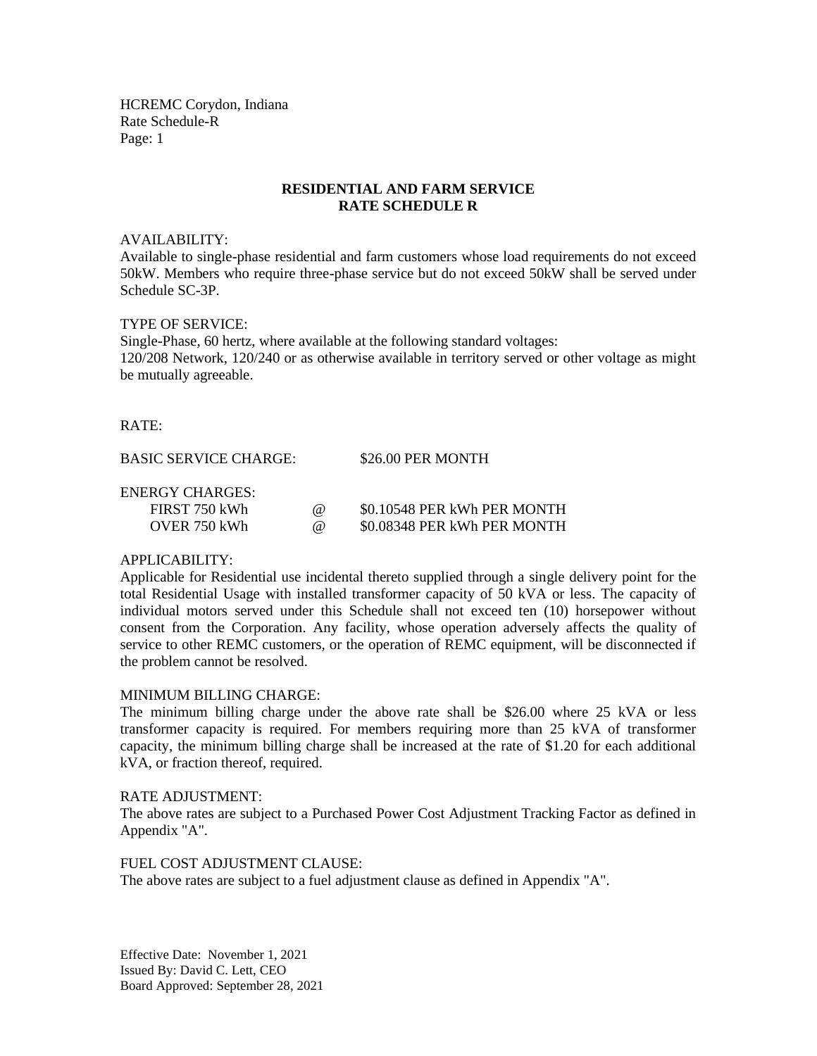HCREMC Corydon, Indiana
Rate Schedule-R
Page: 1

# RESIDENTIAL AND FARM SERVICE
# RATE SCHEDULE R

AVAILABILITY:
Available to single-phase residential and farm customers whose load requirements do not exceed 50kW. Members who require three-phase service but do not exceed 50kW shall be served under Schedule SC-3P.

TYPE OF SERVICE:
Single-Phase, 60 hertz, where available at the following standard voltages:
120/208 Network, 120/240 or as otherwise available in territory served or other voltage as might be mutually agreeable.

RATE:

BASIC SERVICE CHARGE: $26.00 PER MONTH

ENERGY CHARGES:

| | | |
|---|---|---|
| FIRST 750 kWh | @ | $0.10548 PER kWh PER MONTH |
| OVER 750 kWh | @ | $0.08348 PER kWh PER MONTH |

APPLICABILITY:
Applicable for Residential use incidental thereto supplied through a single delivery point for the total Residential Usage with installed transformer capacity of 50 kVA or less. The capacity of individual motors served under this Schedule shall not exceed ten (10) horsepower without consent from the Corporation. Any facility, whose operation adversely affects the quality of service to other REMC customers, or the operation of REMC equipment, will be disconnected if the problem cannot be resolved.

MINIMUM BILLING CHARGE:
The minimum billing charge under the above rate shall be $26.00 where 25 kVA or less transformer capacity is required. For members requiring more than 25 kVA of transformer capacity, the minimum billing charge shall be increased at the rate of $1.20 for each additional kVA, or fraction thereof, required.

RATE ADJUSTMENT:
The above rates are subject to a Purchased Power Cost Adjustment Tracking Factor as defined in Appendix "A".

FUEL COST ADJUSTMENT CLAUSE:
The above rates are subject to a fuel adjustment clause as defined in Appendix "A".

Effective Date: November 1, 2021
Issued By: David C. Lett, CEO
Board Approved: September 28, 2021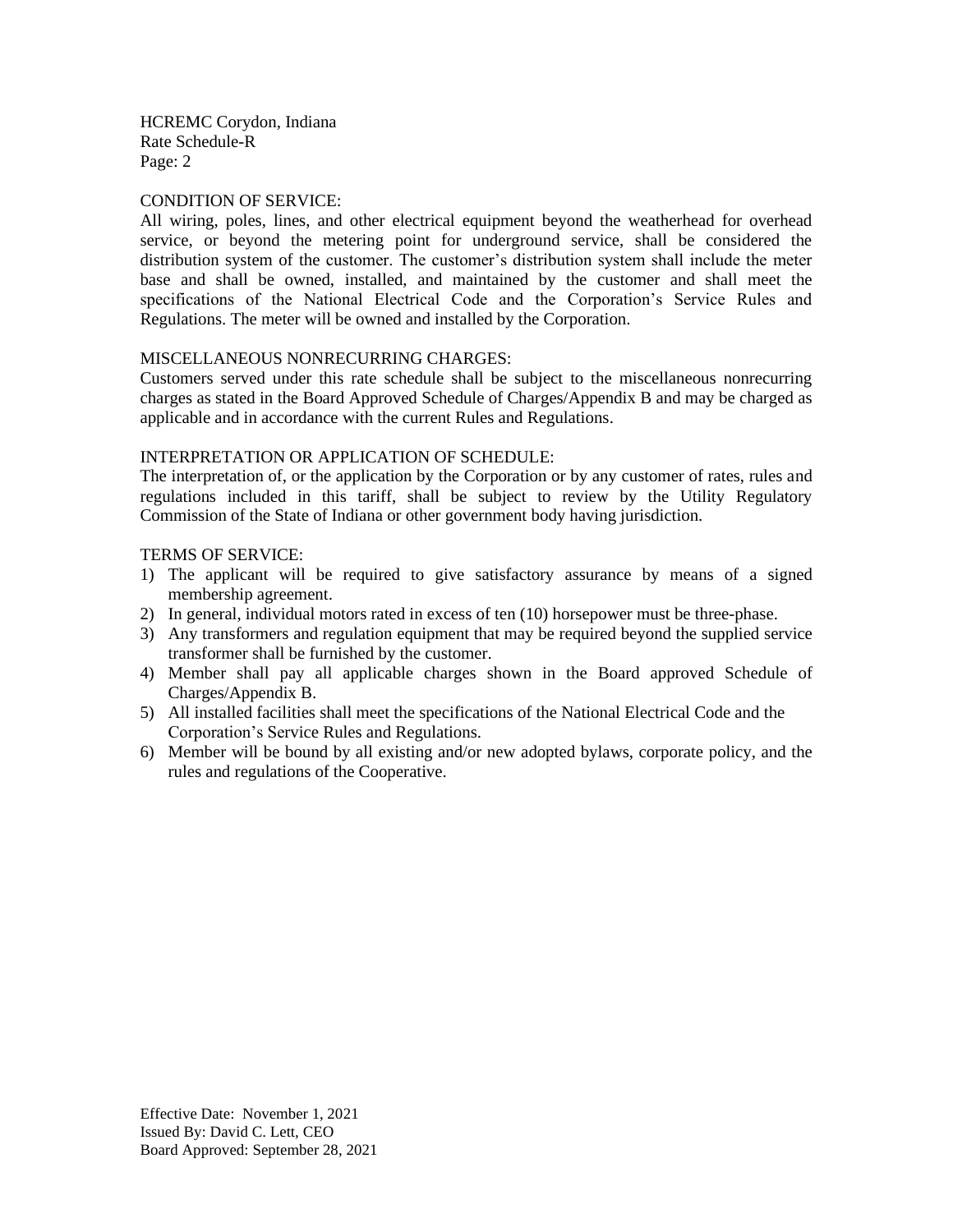CONDITION OF SERVICE:
All wiring, poles, lines, and other electrical equipment beyond the weatherhead for overhead service, or beyond the metering point for underground service, shall be considered the distribution system of the customer. The customer's distribution system shall include the meter base and shall be owned, installed, and maintained by the customer and shall meet the specifications of the National Electrical Code and the Corporation's Service Rules and Regulations. The meter will be owned and installed by the Corporation.

MISCELLANEOUS NONRECURRING CHARGES:
Customers served under this rate schedule shall be subject to the miscellaneous nonrecurring charges as stated in the Board Approved Schedule of Charges/Appendix B and may be charged as applicable and in accordance with the current Rules and Regulations.

INTERPRETATION OR APPLICATION OF SCHEDULE:
The interpretation of, or the application by the Corporation or by any customer of rates, rules and regulations included in this tariff, shall be subject to review by the Utility Regulatory Commission of the State of Indiana or other government body having jurisdiction.

TERMS OF SERVICE:
1) The applicant will be required to give satisfactory assurance by means of a signed membership agreement.
2) In general, individual motors rated in excess of ten (10) horsepower must be three-phase.
3) Any transformers and regulation equipment that may be required beyond the supplied service transformer shall be furnished by the customer.
4) Member shall pay all applicable charges shown in the Board approved Schedule of Charges/Appendix B.
5) All installed facilities shall meet the specifications of the National Electrical Code and the Corporation's Service Rules and Regulations.
6) Member will be bound by all existing and/or new adopted bylaws, corporate policy, and the rules and regulations of the Cooperative.

Effective Date: November 1, 2021
Issued By: David C. Lett, CEO
Board Approved: September 28, 2021